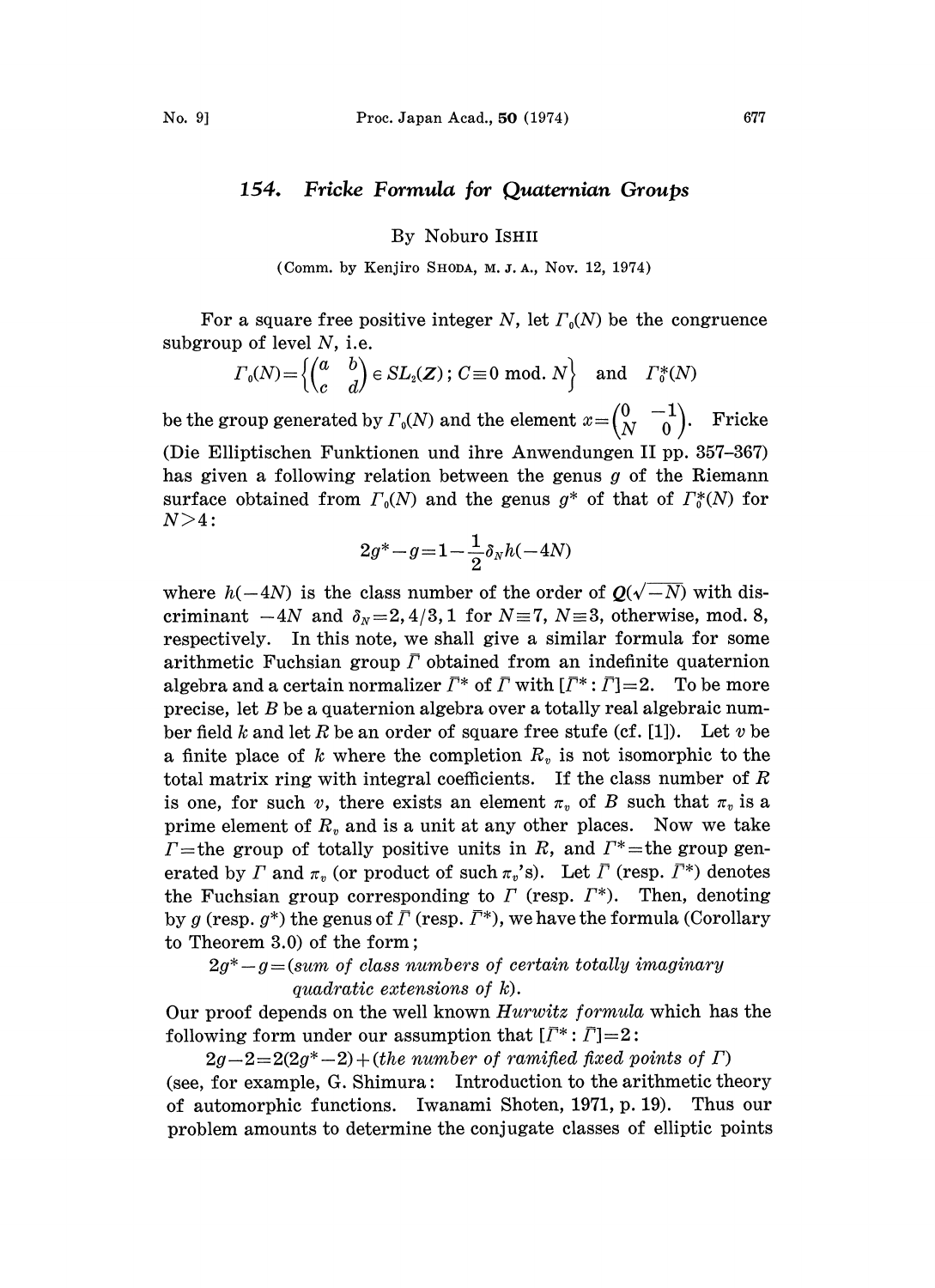# 154. Fricke Formula for Quaternian Groups

By Noburo ISHII

(Comm. by Kenjiro SHODA, M. J. A., Nov. 12, 1974)

For a square free positive integer $N$, let $\Gamma_0(N)$ be the congruence subgroup of level $N$, i.e.

$$\Gamma_0(N)=\left\{\begin{pmatrix} a & b \\ c & d \end{pmatrix} \in SL_2(\boldsymbol{Z})\,;\, C\equiv 0 \bmod. N\right\} \quad \text{and} \quad \Gamma_0^*(N)$$

be the group generated by $\Gamma_0(N)$ and the element $x=\begin{pmatrix} 0 & -1 \\ N & 0 \end{pmatrix}$. Fricke (Die Elliptischen Funktionen und ihre Anwendungen II pp. 357–367) has given a following relation between the genus $g$ of the Riemann surface obtained from $\Gamma_0(N)$ and the genus $g^*$ of that of $\Gamma_0^*(N)$ for $N>4$:

$$2g^*-g=1-\frac{1}{2}\delta_N h(-4N)$$

where $h(-4N)$ is the class number of the order of $\boldsymbol{Q}(\sqrt{-N})$ with discriminant $-4N$ and $\delta_N=2, 4/3, 1$ for $N\equiv 7$, $N\equiv 3$, otherwise, mod. 8, respectively. In this note, we shall give a similar formula for some arithmetic Fuchsian group $\bar{\Gamma}$ obtained from an indefinite quaternion algebra and a certain normalizer $\bar{\Gamma}^*$ of $\bar{\Gamma}$ with $[\bar{\Gamma}^*:\bar{\Gamma}]=2$. To be more precise, let $B$ be a quaternion algebra over a totally real algebraic number field $k$ and let $R$ be an order of square free stufe (cf. [1]). Let $v$ be a finite place of $k$ where the completion $R_v$ is not isomorphic to the total matrix ring with integral coefficients. If the class number of $R$ is one, for such $v$, there exists an element $\pi_v$ of $B$ such that $\pi_v$ is a prime element of $R_v$ and is a unit at any other places. Now we take $\Gamma$=the group of totally positive units in $R$, and $\Gamma^*$=the group generated by $\Gamma$ and $\pi_v$ (or product of such $\pi_v$'s). Let $\bar{\Gamma}$ (resp. $\bar{\Gamma}^*$) denotes the Fuchsian group corresponding to $\Gamma$ (resp. $\Gamma^*$). Then, denoting by $g$ (resp. $g^*$) the genus of $\bar{\Gamma}$ (resp. $\bar{\Gamma}^*$), we have the formula (Corollary to Theorem 3.0) of the form;

$2g^*-g$=(*sum of class numbers of certain totally imaginary quadratic extensions of* $k$).

Our proof depends on the well known *Hurwitz formula* which has the following form under our assumption that $[\bar{\Gamma}^*:\bar{\Gamma}]=2$:

$2g-2=2(2g^*-2)+$(*the number of ramified fixed points of* $\Gamma$)

(see, for example, G. Shimura: Introduction to the arithmetic theory of automorphic functions. Iwanami Shoten, 1971, p. 19). Thus our problem amounts to determine the conjugate classes of elliptic points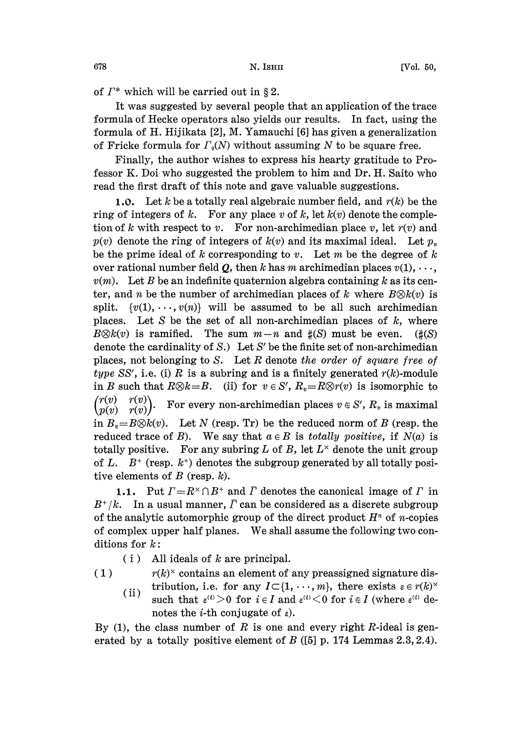of $\Gamma^*$ which will be carried out in § 2.

It was suggested by several people that an application of the trace formula of Hecke operators also yields our results. In fact, using the formula of H. Hijikata [2], M. Yamauchi [6] has given a generalization of Fricke formula for $\Gamma_0(N)$ without assuming $N$ to be square free.

Finally, the author wishes to express his hearty gratitude to Professor K. Doi who suggested the problem to him and Dr. H. Saito who read the first draft of this note and gave valuable suggestions.

**1.0.** Let $k$ be a totally real algebraic number field, and $r(k)$ be the ring of integers of $k$. For any place $v$ of $k$, let $k(v)$ denote the completion of $k$ with respect to $v$. For non-archimedian place $v$, let $r(v)$ and $p(v)$ denote the ring of integers of $k(v)$ and its maximal ideal. Let $p_v$ be the prime ideal of $k$ corresponding to $v$. Let $m$ be the degree of $k$ over rational number field $\boldsymbol{Q}$, then $k$ has $m$ archimedian places $v(1), \cdots, v(m)$. Let $B$ be an indefinite quaternion algebra containing $k$ as its center, and $n$ be the number of archimedian places of $k$ where $B\otimes k(v)$ is split. $\{v(1), \cdots, v(n)\}$ will be assumed to be all such archimedian places. Let $S$ be the set of all non-archimedian places of $k$, where $B\otimes k(v)$ is ramified. The sum $m-n$ and $\#(S)$ must be even. ($\#(S)$ denote the cardinality of $S$.) Let $S'$ be the finite set of non-archimedian places, not belonging to $S$. Let $R$ denote *the order of square free of type* $SS'$, i.e. (i) $R$ is a subring and is a finitely generated $r(k)$-module in $B$ such that $R\otimes k=B$. (ii) for $v\in S'$, $R_v=R\otimes r(v)$ is isomorphic to $\begin{pmatrix} r(v) & r(v) \\ p(v) & r(v) \end{pmatrix}$. For every non-archimedian places $v\notin S'$, $R_v$ is maximal in $B_v=B\otimes k(v)$. Let $N$ (resp. Tr) be the reduced norm of $B$ (resp. the reduced trace of $B$). We say that $a\in B$ is *totally positive*, if $N(a)$ is totally positive. For any subring $L$ of $B$, let $L^\times$ denote the unit group of $L$. $B^+$ (resp. $k^+$) denotes the subgroup generated by all totally positive elements of $B$ (resp. $k$).

**1.1.** Put $\Gamma=R^\times\cap B^+$ and $\bar{\Gamma}$ denotes the canonical image of $\Gamma$ in $B^+/k$. In a usual manner, $\bar{\Gamma}$ can be considered as a discrete subgroup of the analytic automorphic group of the direct product $H^n$ of $n$-copies of complex upper half planes. We shall assume the following two conditions for $k$:

(1)
- (i) All ideals of $k$ are principal.
- (ii) $r(k)^\times$ contains an element of any preassigned signature distribution, i.e. for any $I\subset\{1, \cdots, m\}$, there exists $\varepsilon\in r(k)^\times$ such that $\varepsilon^{(i)}>0$ for $i\in I$ and $\varepsilon^{(i)}<0$ for $i\notin I$ (where $\varepsilon^{(i)}$ denotes the $i$-th conjugate of $\varepsilon$).

By (1), the class number of $R$ is one and every right $R$-ideal is generated by a totally positive element of $B$ ([5] p. 174 Lemmas 2.3, 2.4).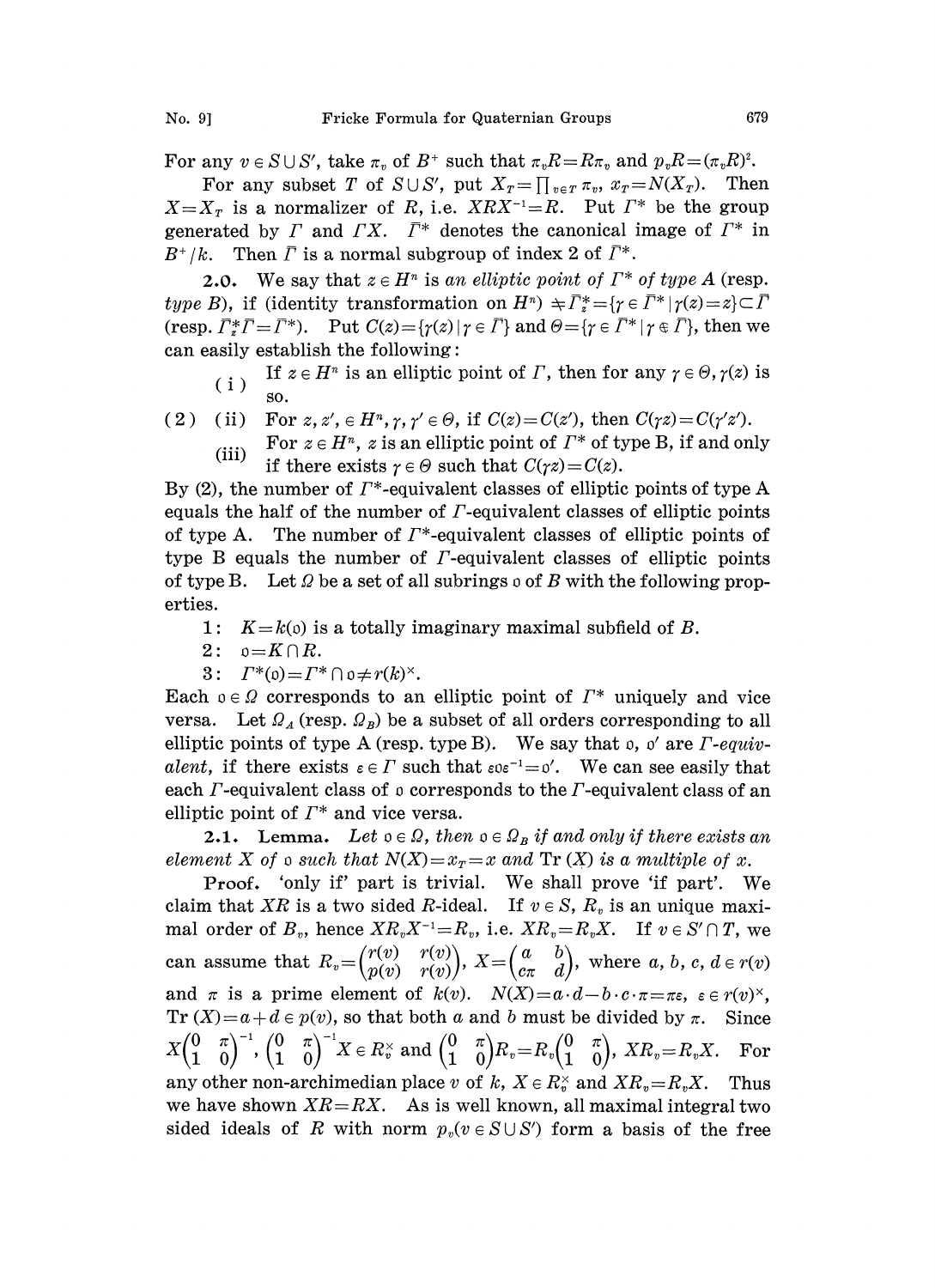For any $v \in S \cup S'$, take $\pi_v$ of $B^+$ such that $\pi_v R = R\pi_v$ and $p_v R = (\pi_v R)^2$.

For any subset $T$ of $S \cup S'$, put $X_T = \prod_{v \in T} \pi_v$, $x_T = N(X_T)$. Then $X = X_T$ is a normalizer of $R$, i.e. $XRX^{-1} = R$. Put $\Gamma^*$ be the group generated by $\Gamma$ and $\Gamma X$. $\bar{\Gamma}^*$ denotes the canonical image of $\Gamma^*$ in $B^+/k$. Then $\bar{\Gamma}$ is a normal subgroup of index 2 of $\bar{\Gamma}^*$.

**2.0.** We say that $z \in H^n$ is *an elliptic point of $\Gamma^*$ of type A* (resp. *type B*), if (identity transformation on $H^n$) $\neq \bar{\Gamma}_z^* = \{\gamma \in \bar{\Gamma}^* \mid \gamma(z) = z\} \subset \bar{\Gamma}$ (resp. $\bar{\Gamma}_z^* \bar{\Gamma} = \bar{\Gamma}^*$). Put $C(z) = \{\gamma(z) \mid \gamma \in \bar{\Gamma}\}$ and $\Theta = \{\gamma \in \bar{\Gamma}^* \mid \gamma \notin \bar{\Gamma}\}$, then we can easily establish the following:

(2)
- (i) If $z \in H^n$ is an elliptic point of $\Gamma$, then for any $\gamma \in \Theta$, $\gamma(z)$ is so.
- (ii) For $z, z', \in H^n, \gamma, \gamma' \in \Theta$, if $C(z) = C(z')$, then $C(\gamma z) = C(\gamma' z')$.
- (iii) For $z \in H^n$, $z$ is an elliptic point of $\Gamma^*$ of type B, if and only if there exists $\gamma \in \Theta$ such that $C(\gamma z) = C(z)$.

By (2), the number of $\Gamma^*$-equivalent classes of elliptic points of type A equals the half of the number of $\Gamma$-equivalent classes of elliptic points of type A. The number of $\Gamma^*$-equivalent classes of elliptic points of type B equals the number of $\Gamma$-equivalent classes of elliptic points of type B. Let $\Omega$ be a set of all subrings $\mathfrak{o}$ of $B$ with the following properties.

1: $K = k(\mathfrak{o})$ is a totally imaginary maximal subfield of $B$.

2: $\mathfrak{o} = K \cap R$.

3: $\Gamma^*(\mathfrak{o}) = \Gamma^* \cap \mathfrak{o} \neq r(k)^\times$.

Each $\mathfrak{o} \in \Omega$ corresponds to an elliptic point of $\Gamma^*$ uniquely and vice versa. Let $\Omega_A$ (resp. $\Omega_B$) be a subset of all orders corresponding to all elliptic points of type A (resp. type B). We say that $\mathfrak{o}, \mathfrak{o}'$ are *$\Gamma$-equivalent*, if there exists $\varepsilon \in \Gamma$ such that $\varepsilon \mathfrak{o} \varepsilon^{-1} = \mathfrak{o}'$. We can see easily that each $\Gamma$-equivalent class of $\mathfrak{o}$ corresponds to the $\Gamma$-equivalent class of an elliptic point of $\Gamma^*$ and vice versa.

**2.1. Lemma.** *Let $\mathfrak{o} \in \Omega$, then $\mathfrak{o} \in \Omega_B$ if and only if there exists an element $X$ of $\mathfrak{o}$ such that $N(X) = x_T = x$ and $\mathrm{Tr}\,(X)$ is a multiple of $x$.*

**Proof.** 'only if' part is trivial. We shall prove 'if part'. We claim that $XR$ is a two sided $R$-ideal. If $v \in S$, $R_v$ is an unique maximal order of $B_v$, hence $XR_vX^{-1} = R_v$, i.e. $XR_v = R_vX$. If $v \in S' \cap T$, we can assume that $R_v = \begin{pmatrix} r(v) & r(v) \\ p(v) & r(v) \end{pmatrix}$, $X = \begin{pmatrix} a & b \\ c\pi & d \end{pmatrix}$, where $a, b, c, d \in r(v)$ and $\pi$ is a prime element of $k(v)$. $N(X) = a \cdot d - b \cdot c \cdot \pi = \pi\varepsilon$, $\varepsilon \in r(v)^\times$, $\mathrm{Tr}\,(X) = a + d \in p(v)$, so that both $a$ and $b$ must be divided by $\pi$. Since $X\begin{pmatrix} 0 & \pi \\ 1 & 0 \end{pmatrix}^{-1}, \begin{pmatrix} 0 & \pi \\ 1 & 0 \end{pmatrix}^{-1} X \in R_v^\times$ and $\begin{pmatrix} 0 & \pi \\ 1 & 0 \end{pmatrix} R_v = R_v \begin{pmatrix} 0 & \pi \\ 1 & 0 \end{pmatrix}$, $XR_v = R_vX$. For any other non-archimedian place $v$ of $k$, $X \in R_v^\times$ and $XR_v = R_vX$. Thus we have shown $XR = RX$. As is well known, all maximal integral two sided ideals of $R$ with norm $p_v (v \in S \cup S')$ form a basis of the free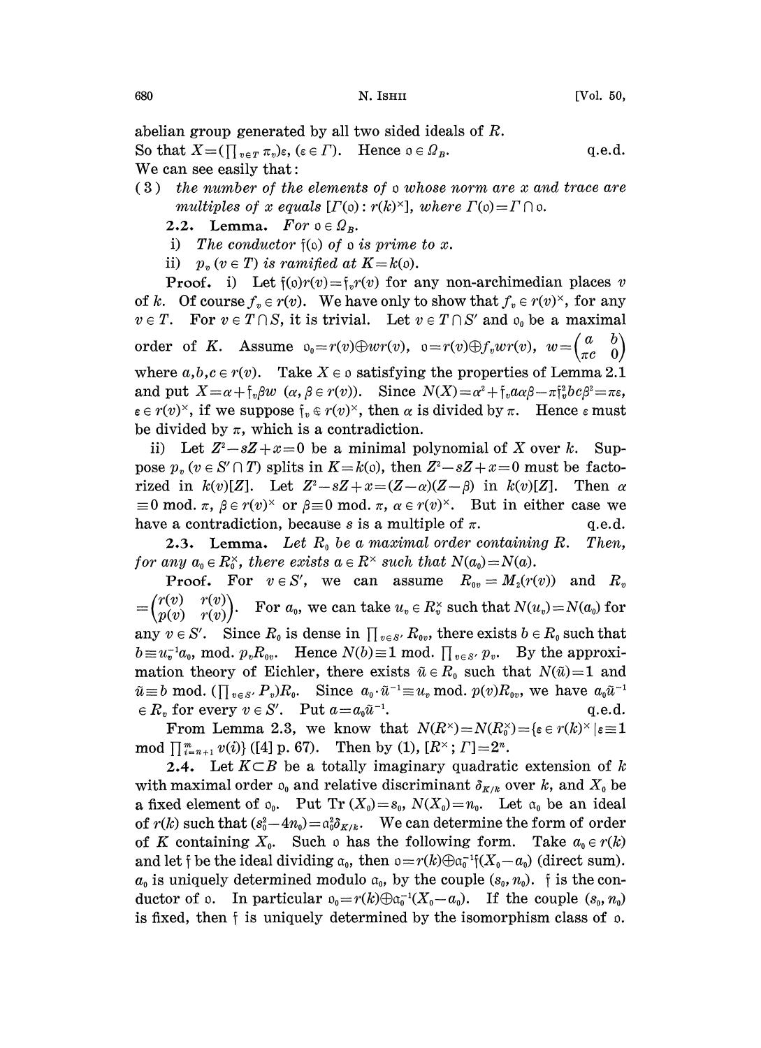abelian group generated by all two sided ideals of $R$.

So that $X=(\prod_{v\in T}\pi_v)\varepsilon$, $(\varepsilon\in\Gamma)$. Hence $\mathfrak{o}\in\Omega_B$. q.e.d.

We can see easily that:

(3) *the number of the elements of* $\mathfrak{o}$ *whose norm are* $x$ *and trace are multiples of* $x$ *equals* $[\Gamma(\mathfrak{o}):r(k)^\times]$, *where* $\Gamma(\mathfrak{o})=\Gamma\cap\mathfrak{o}$.

**2.2. Lemma.** *For* $\mathfrak{o}\in\Omega_B$.

i) *The conductor* $\mathfrak{f}(\mathfrak{o})$ *of* $\mathfrak{o}$ *is prime to* $x$.

ii) $p_v$ $(v\in T)$ *is ramified at* $K=k(\mathfrak{o})$.

**Proof.** i) Let $\mathfrak{f}(\mathfrak{o})r(v)=\mathfrak{f}_v r(v)$ for any non-archimedian places $v$ of $k$. Of course $f_v\in r(v)$. We have only to show that $f_v\in r(v)^\times$, for any $v\in T$. For $v\in T\cap S$, it is trivial. Let $v\in T\cap S'$ and $\mathfrak{o}_0$ be a maximal order of $K$. Assume $\mathfrak{o}_0=r(v)\oplus wr(v)$, $\mathfrak{o}=r(v)\oplus f_v wr(v)$, $w=\begin{pmatrix} a & b\\ \pi c & 0\end{pmatrix}$ where $a,b,c\in r(v)$. Take $X\in\mathfrak{o}$ satisfying the properties of Lemma 2.1 and put $X=\alpha+\mathfrak{f}_v\beta w$ $(\alpha,\beta\in r(v))$. Since $N(X)=\alpha^2+\mathfrak{f}_v a\alpha\beta-\pi\mathfrak{f}_v^2 bc\beta^2=\pi\varepsilon$, $\varepsilon\in r(v)^\times$, if we suppose $\mathfrak{f}_v\notin r(v)^\times$, then $\alpha$ is divided by $\pi$. Hence $\varepsilon$ must be divided by $\pi$, which is a contradiction.

ii) Let $Z^2-sZ+x=0$ be a minimal polynomial of $X$ over $k$. Suppose $p_v$ $(v\in S'\cap T)$ splits in $K=k(\mathfrak{o})$, then $Z^2-sZ+x=0$ must be factorized in $k(v)[Z]$. Let $Z^2-sZ+x=(Z-\alpha)(Z-\beta)$ in $k(v)[Z]$. Then $\alpha\equiv 0 \bmod \pi$, $\beta\in r(v)^\times$ or $\beta\equiv 0 \bmod \pi$, $\alpha\in r(v)^\times$. But in either case we have a contradiction, because $s$ is a multiple of $\pi$. q.e.d.

**2.3. Lemma.** *Let* $R_0$ *be a maximal order containing* $R$. *Then, for any* $a_0\in R_0^\times$, *there exists* $a\in R^\times$ *such that* $N(a_0)=N(a)$.

**Proof.** For $v\in S'$, we can assume $R_{0v}=M_2(r(v))$ and $R_v=\begin{pmatrix} r(v) & r(v)\\ p(v) & r(v)\end{pmatrix}$. For $a_0$, we can take $u_v\in R_v^\times$ such that $N(u_v)=N(a_0)$ for any $v\in S'$. Since $R_0$ is dense in $\prod_{v\in S'}R_{0v}$, there exists $b\in R_0$ such that $b\equiv u_v^{-1}a_0$, mod. $p_vR_{0v}$. Hence $N(b)\equiv 1$ mod. $\prod_{v\in S'}p_v$. By the approximation theory of Eichler, there exists $\tilde{u}\in R_0$ such that $N(\tilde{u})=1$ and $\tilde{u}\equiv b$ mod. $(\prod_{v\in S'}P_v)R_0$. Since $a_0\cdot\tilde{u}^{-1}\equiv u_v$ mod. $p(v)R_{0v}$, we have $a_0\tilde{u}^{-1}\in R_v$ for every $v\in S'$. Put $a=a_0\tilde{u}^{-1}$. q.e.d.

From Lemma 2.3, we know that $N(R^\times)=N(R_0^\times)=\{\varepsilon\in r(k)^\times\,|\,\varepsilon\equiv 1 \bmod \prod_{i=n+1}^m v(i)\}$ ([4] p. 67). Then by (1), $[R^\times;\Gamma]=2^n$.

**2.4.** Let $K\subset B$ be a totally imaginary quadratic extension of $k$ with maximal order $\mathfrak{o}_0$ and relative discriminant $\delta_{K/k}$ over $k$, and $X_0$ be a fixed element of $\mathfrak{o}_0$. Put $\mathrm{Tr}(X_0)=s_0$, $N(X_0)=n_0$. Let $\mathfrak{a}_0$ be an ideal of $r(k)$ such that $(s_0^2-4n_0)=\mathfrak{a}_0^2\delta_{K/k}$. We can determine the form of order of $K$ containing $X_0$. Such $\mathfrak{o}$ has the following form. Take $a_0\in r(k)$ and let $\mathfrak{f}$ be the ideal dividing $\mathfrak{a}_0$, then $\mathfrak{o}=r(k)\oplus\mathfrak{a}_0^{-1}\mathfrak{f}(X_0-a_0)$ (direct sum). $a_0$ is uniquely determined modulo $\mathfrak{a}_0$, by the couple $(s_0,n_0)$. $\mathfrak{f}$ is the conductor of $\mathfrak{o}$. In particular $\mathfrak{o}_0=r(k)\oplus\mathfrak{a}_0^{-1}(X_0-a_0)$. If the couple $(s_0,n_0)$ is fixed, then $\mathfrak{f}$ is uniquely determined by the isomorphism class of $\mathfrak{o}$.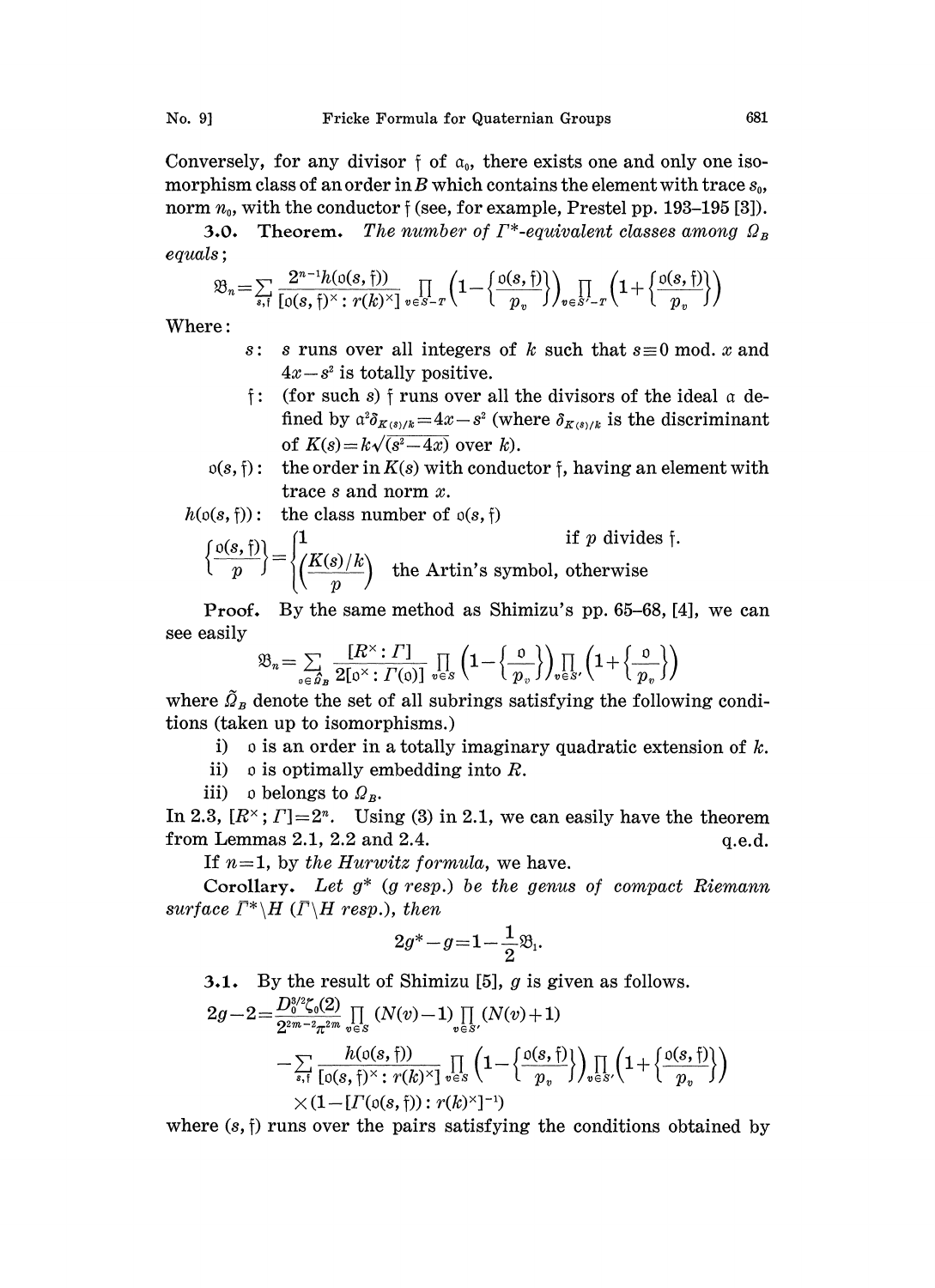Conversely, for any divisor $\mathfrak{f}$ of $\mathfrak{a}_0$, there exists one and only one isomorphism class of an order in $B$ which contains the element with trace $s_0$, norm $n_0$, with the conductor $\mathfrak{f}$ (see, for example, Prestel pp. 193–195 [3]).

**3.0. Theorem.** *The number of $\Gamma^*$-equivalent classes among $\Omega_B$ equals*;

$$\mathfrak{B}_n=\sum_{s,\mathfrak{f}}\frac{2^{n-1}h(\mathfrak{o}(s,\mathfrak{f}))}{[\mathfrak{o}(s,\mathfrak{f})^\times : r(k)^\times]}\prod_{v\in S-T}\left(1-\left\{\frac{\mathfrak{o}(s,\mathfrak{f})}{p_v}\right\}\right)\prod_{v\in S'-T}\left(1+\left\{\frac{\mathfrak{o}(s,\mathfrak{f})}{p_v}\right\}\right)$$

Where:

- $s$: $s$ runs over all integers of $k$ such that $s\equiv 0$ mod. $x$ and $4x-s^2$ is totally positive.
- $\mathfrak{f}$: (for such $s$) $\mathfrak{f}$ runs over all the divisors of the ideal $\mathfrak{a}$ defined by $\mathfrak{a}^2\delta_{K(s)/k}=4x-s^2$ (where $\delta_{K(s)/k}$ is the discriminant of $K(s)=k\sqrt{(s^2-4x)}$ over $k$).
- $\mathfrak{o}(s,\mathfrak{f})$: the order in $K(s)$ with conductor $\mathfrak{f}$, having an element with trace $s$ and norm $x$.
- $h(\mathfrak{o}(s,\mathfrak{f}))$: the class number of $\mathfrak{o}(s,\mathfrak{f})$

$$\left\{\frac{\mathfrak{o}(s,\mathfrak{f})}{p}\right\}=\begin{cases}1 & \text{if } p \text{ divides } \mathfrak{f}.\\ \left(\dfrac{K(s)/k}{p}\right) & \text{the Artin's symbol, otherwise}\end{cases}$$

**Proof.** By the same method as Shimizu's pp. 65–68, [4], we can see easily

$$\mathfrak{B}_n=\sum_{\mathfrak{o}\in\tilde{\Omega}_B}\frac{[R^\times:\Gamma]}{2[\mathfrak{o}^\times:\Gamma(\mathfrak{o})]}\prod_{v\in S}\left(1-\left\{\frac{\mathfrak{o}}{p_v}\right\}\right)\prod_{v\in S'}\left(1+\left\{\frac{\mathfrak{o}}{p_v}\right\}\right)$$

where $\tilde{\Omega}_B$ denote the set of all subrings satisfying the following conditions (taken up to isomorphisms.)

i) $\mathfrak{o}$ is an order in a totally imaginary quadratic extension of $k$.

ii) $\mathfrak{o}$ is optimally embedding into $R$.

iii) $\mathfrak{o}$ belongs to $\Omega_B$.

In 2.3, $[R^\times;\Gamma]=2^n$. Using (3) in 2.1, we can easily have the theorem from Lemmas 2.1, 2.2 and 2.4. q.e.d.

If $n=1$, by *the Hurwitz formula*, we have.

**Corollary.** *Let $g^*$ ($g$ resp.) be the genus of compact Riemann surface $\Gamma^*\backslash H$ ($\Gamma\backslash H$ resp.), then*

$$2g^*-g=1-\frac{1}{2}\mathfrak{B}_1.$$

**3.1.** By the result of Shimizu [5], $g$ is given as follows.

$$\begin{aligned}2g-2=&\frac{D_0^{3/2}\zeta_0(2)}{2^{2m-2}\pi^{2m}}\prod_{v\in S}(N(v)-1)\prod_{v\in S'}(N(v)+1)\\&-\sum_{s,\mathfrak{f}}\frac{h(\mathfrak{o}(s,\mathfrak{f}))}{[\mathfrak{o}(s,\mathfrak{f})^\times : r(k)^\times]}\prod_{v\in S}\left(1-\left\{\frac{\mathfrak{o}(s,\mathfrak{f})}{p_v}\right\}\right)\prod_{v\in S'}\left(1+\left\{\frac{\mathfrak{o}(s,\mathfrak{f})}{p_v}\right\}\right)\\&\times(1-[\Gamma(\mathfrak{o}(s,\mathfrak{f})):r(k)^\times]^{-1})\end{aligned}$$

where $(s,\mathfrak{f})$ runs over the pairs satisfying the conditions obtained by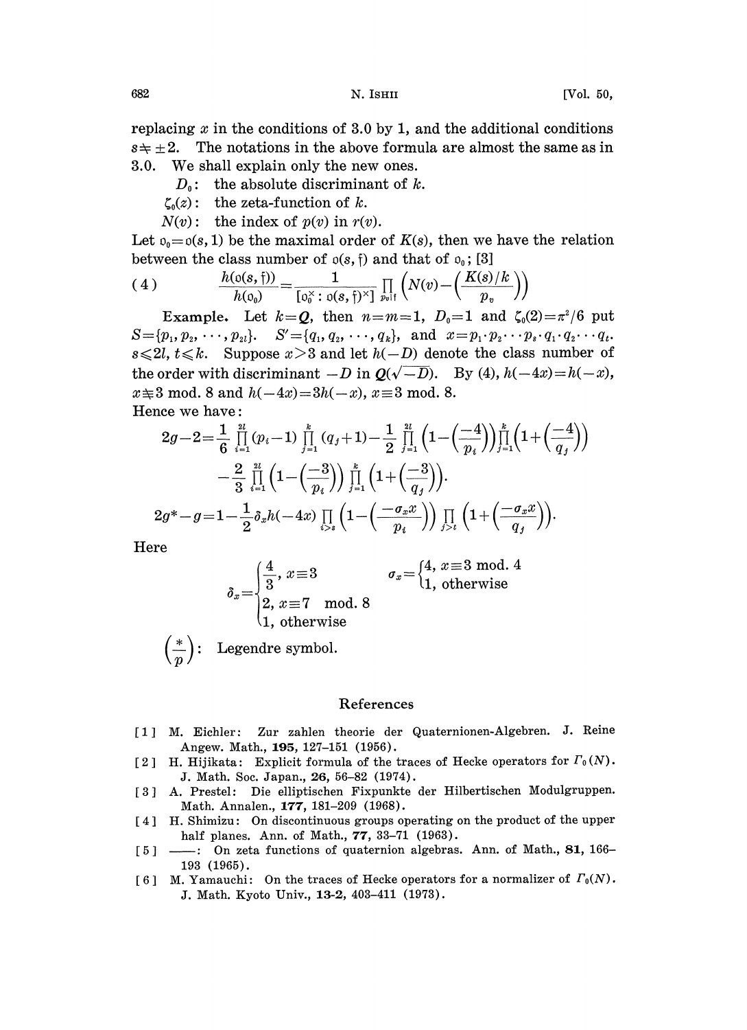replacing $x$ in the conditions of 3.0 by 1, and the additional conditions $s \neq \pm 2$. The notations in the above formula are almost the same as in 3.0. We shall explain only the new ones.

$D_0$: the absolute discriminant of $k$.

$\zeta_0(z)$: the zeta-function of $k$.

$N(v)$: the index of $p(v)$ in $r(v)$.

Let $\mathfrak{o}_0 = \mathfrak{o}(s, 1)$ be the maximal order of $K(s)$, then we have the relation between the class number of $\mathfrak{o}(s, \mathfrak{f})$ and that of $\mathfrak{o}_0$; [3]

$$\frac{h(\mathfrak{o}(s,\mathfrak{f}))}{h(\mathfrak{o}_0)} = \frac{1}{[\mathfrak{o}_0^\times : \mathfrak{o}(s,\mathfrak{f})^\times]} \prod_{p_v \mid \mathfrak{f}} \left( N(v) - \left( \frac{K(s)/k}{p_v} \right) \right) \tag{4}$$

**Example.** Let $k = \boldsymbol{Q}$, then $n = m = 1$, $D_0 = 1$ and $\zeta_0(2) = \pi^2/6$ put $S = \{p_1, p_2, \cdots, p_{2l}\}$. $S' = \{q_1, q_2, \cdots, q_k\}$, and $x = p_1 \cdot p_2 \cdots p_s \cdot q_1 \cdot q_2 \cdots q_t$. $s \leqslant 2l$, $t \leqslant k$. Suppose $x > 3$ and let $h(-D)$ denote the class number of the order with discriminant $-D$ in $\boldsymbol{Q}(\sqrt{-D})$. By (4), $h(-4x) = h(-x)$, $x \not\equiv 3 \bmod 8$ and $h(-4x) = 3h(-x)$, $x \equiv 3 \bmod 8$.

Hence we have:

$$\begin{aligned} 2g-2 = &\frac{1}{6} \prod_{i=1}^{2l} (p_i - 1) \prod_{j=1}^{k} (q_j + 1) - \frac{1}{2} \prod_{j=1}^{2l} \left(1 - \left(\frac{-4}{p_i}\right)\right) \prod_{j=1}^{k} \left(1 + \left(\frac{-4}{q_j}\right)\right) \\ &- \frac{2}{3} \prod_{i=1}^{2l} \left(1 - \left(\frac{-3}{p_i}\right)\right) \prod_{j=1}^{k} \left(1 + \left(\frac{-3}{q_j}\right)\right). \end{aligned}$$

$$2g^* - g = 1 - \frac{1}{2} \delta_x h(-4x) \prod_{i>s} \left(1 - \left(\frac{-\sigma_x x}{p_i}\right)\right) \prod_{j>t} \left(1 + \left(\frac{-\sigma_x x}{q_j}\right)\right).$$

Here

$$\delta_x = \begin{cases} \dfrac{4}{3}, & x \equiv 3 \\ 2, & x \equiv 7 \quad \bmod 8 \\ 1, & \text{otherwise} \end{cases} \qquad \sigma_x = \begin{cases} 4, & x \equiv 3 \bmod 4 \\ 1, & \text{otherwise} \end{cases}$$

$\left(\dfrac{*}{p}\right)$: Legendre symbol.

## References

[1] M. Eichler: Zur zahlen theorie der Quaternionen-Algebren. J. Reine Angew. Math., **195**, 127–151 (1956).

[2] H. Hijikata: Explicit formula of the traces of Hecke operators for $\Gamma_0(N)$. J. Math. Soc. Japan., **26**, 56–82 (1974).

[3] A. Prestel: Die elliptischen Fixpunkte der Hilbertischen Modulgruppen. Math. Annalen., **177**, 181–209 (1968).

[4] H. Shimizu: On discontinuous groups operating on the product of the upper half planes. Ann. of Math., **77**, 33–71 (1963).

[5] ——: On zeta functions of quaternion algebras. Ann. of Math., **81**, 166–193 (1965).

[6] M. Yamauchi: On the traces of Hecke operators for a normalizer of $\Gamma_0(N)$. J. Math. Kyoto Univ., **13-2**, 403–411 (1973).